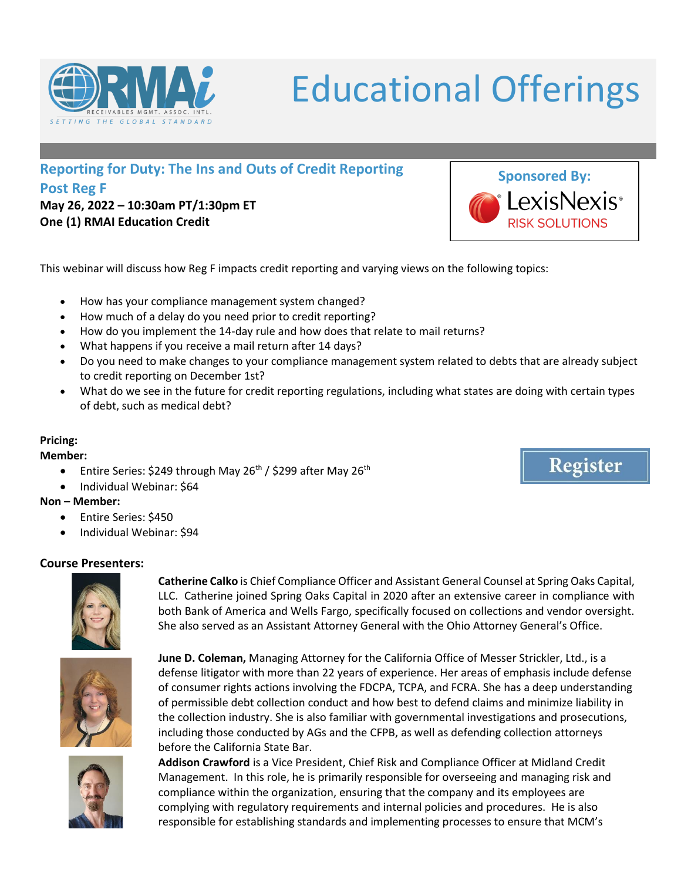RMAi
RECEIVABLES MGMT. ASSOC. INTL.
SETTING THE GLOBAL STANDARD

# Educational Offerings

## Reporting for Duty: The Ins and Outs of Credit Reporting Post Reg F

**May 26, 2022 – 10:30am PT/1:30pm ET**
**One (1) RMAI Education Credit**

**Sponsored By:** LexisNexis® RISK SOLUTIONS

This webinar will discuss how Reg F impacts credit reporting and varying views on the following topics:

- How has your compliance management system changed?
- How much of a delay do you need prior to credit reporting?
- How do you implement the 14-day rule and how does that relate to mail returns?
- What happens if you receive a mail return after 14 days?
- Do you need to make changes to your compliance management system related to debts that are already subject to credit reporting on December 1st?
- What do we see in the future for credit reporting regulations, including what states are doing with certain types of debt, such as medical debt?

**Pricing:**

**Member:**

- Entire Series: $249 through May 26th / $299 after May 26th
- Individual Webinar: $64

**Non – Member:**

- Entire Series: $450
- Individual Webinar: $94

Register

**Course Presenters:**

**Catherine Calko** is Chief Compliance Officer and Assistant General Counsel at Spring Oaks Capital, LLC. Catherine joined Spring Oaks Capital in 2020 after an extensive career in compliance with both Bank of America and Wells Fargo, specifically focused on collections and vendor oversight. She also served as an Assistant Attorney General with the Ohio Attorney General's Office.

**June D. Coleman,** Managing Attorney for the California Office of Messer Strickler, Ltd., is a defense litigator with more than 22 years of experience. Her areas of emphasis include defense of consumer rights actions involving the FDCPA, TCPA, and FCRA. She has a deep understanding of permissible debt collection conduct and how best to defend claims and minimize liability in the collection industry. She is also familiar with governmental investigations and prosecutions, including those conducted by AGs and the CFPB, as well as defending collection attorneys before the California State Bar.

**Addison Crawford** is a Vice President, Chief Risk and Compliance Officer at Midland Credit Management. In this role, he is primarily responsible for overseeing and managing risk and compliance within the organization, ensuring that the company and its employees are complying with regulatory requirements and internal policies and procedures. He is also responsible for establishing standards and implementing processes to ensure that MCM's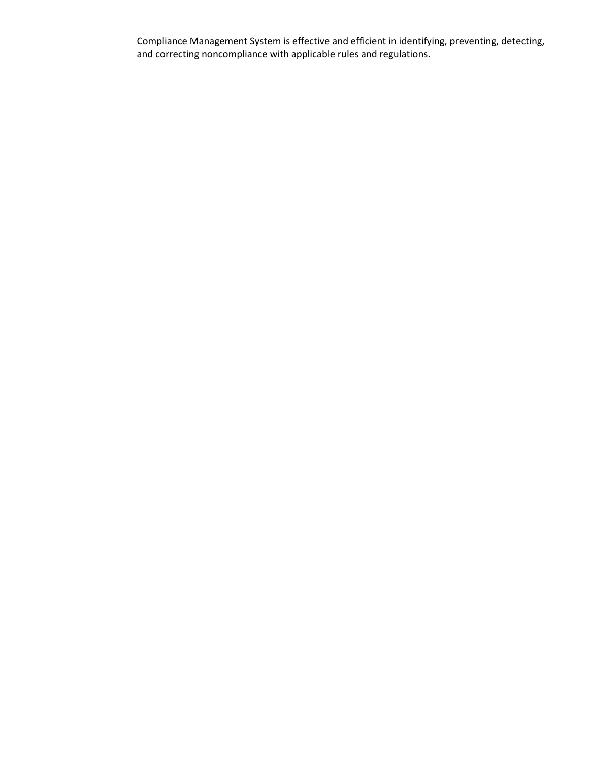Compliance Management System is effective and efficient in identifying, preventing, detecting, and correcting noncompliance with applicable rules and regulations.